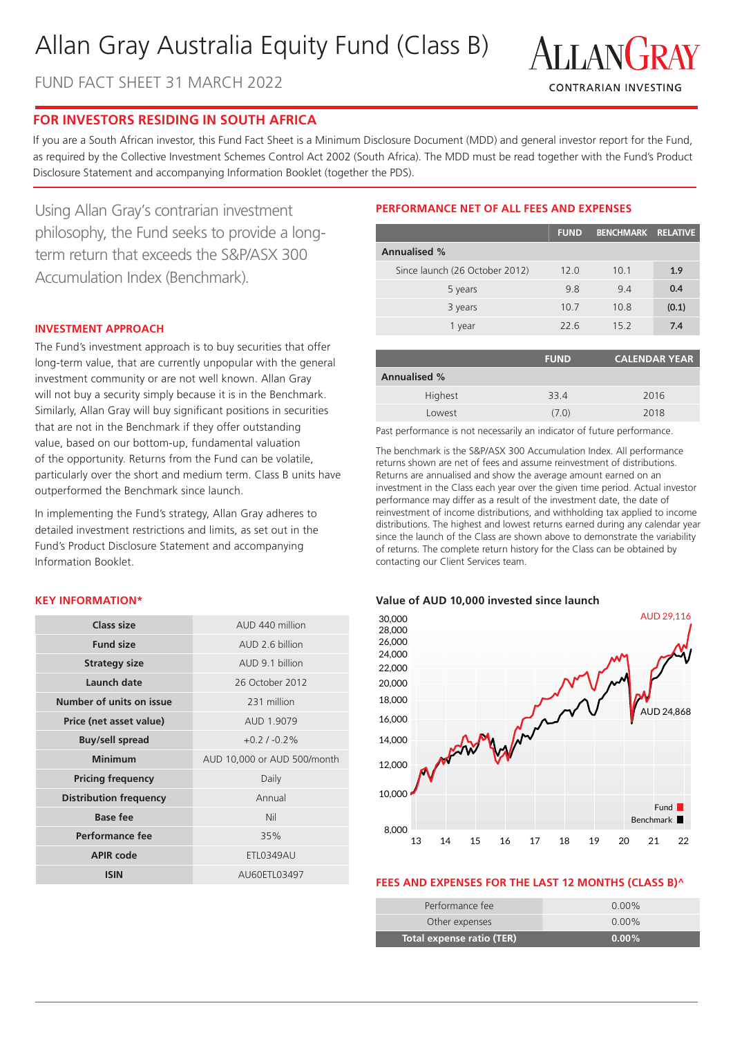# Allan Gray Australia Equity Fund (Class B)

FUND FACT SHEET 31 MARCH 2022

ALLANGRAY
CONTRARIAN INVESTING

## FOR INVESTORS RESIDING IN SOUTH AFRICA

If you are a South African investor, this Fund Fact Sheet is a Minimum Disclosure Document (MDD) and general investor report for the Fund, as required by the Collective Investment Schemes Control Act 2002 (South Africa). The MDD must be read together with the Fund's Product Disclosure Statement and accompanying Information Booklet (together the PDS).

Using Allan Gray's contrarian investment philosophy, the Fund seeks to provide a long-term return that exceeds the S&P/ASX 300 Accumulation Index (Benchmark).

### INVESTMENT APPROACH

The Fund's investment approach is to buy securities that offer long-term value, that are currently unpopular with the general investment community or are not well known. Allan Gray will not buy a security simply because it is in the Benchmark. Similarly, Allan Gray will buy significant positions in securities that are not in the Benchmark if they offer outstanding value, based on our bottom-up, fundamental valuation of the opportunity. Returns from the Fund can be volatile, particularly over the short and medium term. Class B units have outperformed the Benchmark since launch.

In implementing the Fund's strategy, Allan Gray adheres to detailed investment restrictions and limits, as set out in the Fund's Product Disclosure Statement and accompanying Information Booklet.

### KEY INFORMATION*

| | |
|---|---|
| **Class size** | AUD 440 million |
| **Fund size** | AUD 2.6 billion |
| **Strategy size** | AUD 9.1 billion |
| **Launch date** | 26 October 2012 |
| **Number of units on issue** | 231 million |
| **Price (net asset value)** | AUD 1.9079 |
| **Buy/sell spread** | +0.2 / -0.2% |
| **Minimum** | AUD 10,000 or AUD 500/month |
| **Pricing frequency** | Daily |
| **Distribution frequency** | Annual |
| **Base fee** | Nil |
| **Performance fee** | 35% |
| **APIR code** | ETL0349AU |
| **ISIN** | AU60ETL03497 |

### PERFORMANCE NET OF ALL FEES AND EXPENSES

| | FUND | BENCHMARK | RELATIVE |
|---|---|---|---|
| **Annualised %** | | | |
| Since launch (26 October 2012) | 12.0 | 10.1 | **1.9** |
| 5 years | 9.8 | 9.4 | **0.4** |
| 3 years | 10.7 | 10.8 | **(0.1)** |
| 1 year | 22.6 | 15.2 | **7.4** |

| | FUND | CALENDAR YEAR |
|---|---|---|
| **Annualised %** | | |
| Highest | 33.4 | 2016 |
| Lowest | (7.0) | 2018 |

Past performance is not necessarily an indicator of future performance.

The benchmark is the S&P/ASX 300 Accumulation Index. All performance returns shown are net of fees and assume reinvestment of distributions. Returns are annualised and show the average amount earned on an investment in the Class each year over the given time period. Actual investor performance may differ as a result of the investment date, the date of reinvestment of income distributions, and withholding tax applied to income distributions. The highest and lowest returns earned during any calendar year since the launch of the Class are shown above to demonstrate the variability of returns. The complete return history for the Class can be obtained by contacting our Client Services team.

### Value of AUD 10,000 invested since launch

Fund: AUD 29,116; Benchmark: AUD 24,868

### FEES AND EXPENSES FOR THE LAST 12 MONTHS (CLASS B)^

| | |
|---|---|
| Performance fee | 0.00% |
| Other expenses | 0.00% |
| **Total expense ratio (TER)** | **0.00%** |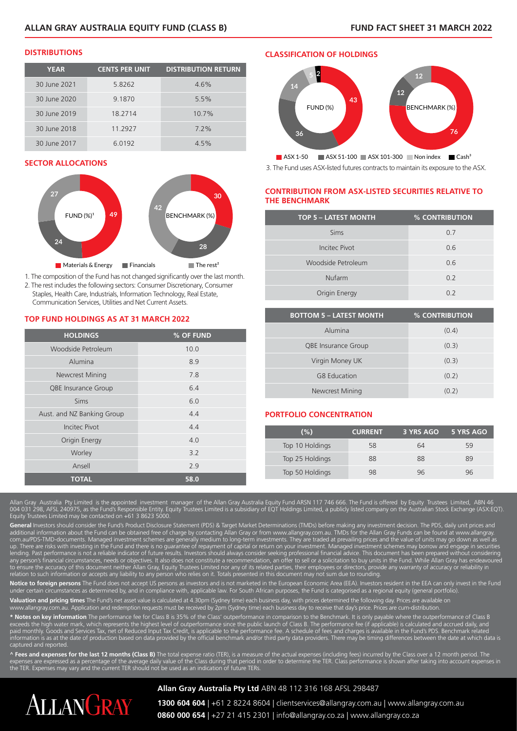## DISTRIBUTIONS

| YEAR | CENTS PER UNIT | DISTRIBUTION RETURN |
|---|---|---|
| 30 June 2021 | 5.8262 | 4.6% |
| 30 June 2020 | 9.1870 | 5.5% |
| 30 June 2019 | 18.2714 | 10.7% |
| 30 June 2018 | 11.2927 | 7.2% |
| 30 June 2017 | 6.0192 | 4.5% |

## SECTOR ALLOCATIONS

FUND (%)[1]
49
24
27

BENCHMARK (%)
30
28
42

Materials & Energy | Financials | The rest[2]

1. The composition of the Fund has not changed significantly over the last month.
2. The rest includes the following sectors: Consumer Discretionary, Consumer Staples, Health Care, Industrials, Information Technology, Real Estate, Communication Services, Utilities and Net Current Assets.

## TOP FUND HOLDINGS AS AT 31 MARCH 2022

| HOLDINGS | % OF FUND |
|---|---|
| Woodside Petroleum | 10.0 |
| Alumina | 8.9 |
| Newcrest Mining | 7.8 |
| QBE Insurance Group | 6.4 |
| Sims | 6.0 |
| Aust. and NZ Banking Group | 4.4 |
| Incitec Pivot | 4.4 |
| Origin Energy | 4.0 |
| Worley | 3.2 |
| Ansell | 2.9 |
| **TOTAL** | **58.0** |

## CLASSIFICATION OF HOLDINGS

FUND (%)
43
36
14
5
2

BENCHMARK (%)
76
12
12

ASX 1-50 | ASX 51-100 | ASX 101-300 | Non index | Cash[3]

3. The Fund uses ASX-listed futures contracts to maintain its exposure to the ASX.

## CONTRIBUTION FROM ASX-LISTED SECURITIES RELATIVE TO THE BENCHMARK

| TOP 5 – LATEST MONTH | % CONTRIBUTION |
|---|---|
| Sims | 0.7 |
| Incitec Pivot | 0.6 |
| Woodside Petroleum | 0.6 |
| Nufarm | 0.2 |
| Origin Energy | 0.2 |

| BOTTOM 5 – LATEST MONTH | % CONTRIBUTION |
|---|---|
| Alumina | (0.4) |
| QBE Insurance Group | (0.3) |
| Virgin Money UK | (0.3) |
| G8 Education | (0.2) |
| Newcrest Mining | (0.2) |

## PORTFOLIO CONCENTRATION

| (%) | CURRENT | 3 YRS AGO | 5 YRS AGO |
|---|---|---|---|
| Top 10 Holdings | 58 | 64 | 59 |
| Top 25 Holdings | 88 | 88 | 89 |
| Top 50 Holdings | 98 | 96 | 96 |

Allan Gray Australia Pty Limited is the appointed investment manager of the Allan Gray Australia Equity Fund ARSN 117 746 666. The Fund is offered by Equity Trustees Limited, ABN 46 004 031 298, AFSL 240975, as the Fund's Responsible Entity. Equity Trustees Limited is a subsidiary of EQT Holdings Limited, a publicly listed company on the Australian Stock Exchange (ASX:EQT). Equity Trustees Limited may be contacted on +61 3 8623 5000.

**General** Investors should consider the Fund's Product Disclosure Statement (PDS) & Target Market Determinations (TMDs) before making any investment decision. The PDS, daily unit prices and additional information about the Fund can be obtained free of charge by contacting Allan Gray or from www.allangray.com.au. TMDs for the Allan Gray Funds can be found at www.allangray.com.au/PDS-TMD-documents. Managed investment schemes are generally medium to long-term investments. They are traded at prevailing prices and the value of units may go down as well as up. There are risks with investing in the Fund and there is no guarantee of repayment of capital or return on your investment. Managed investment schemes may borrow and engage in securities lending. Past performance is not a reliable indicator of future results. Investors should always consider seeking professional financial advice. This document has been prepared without considering any person's financial circumstances, needs or objectives. It also does not constitute a recommendation, an offer to sell or a solicitation to buy units in the Fund. While Allan Gray has endeavoured to ensure the accuracy of this document neither Allan Gray, Equity Trustees Limited nor any of its related parties, their employees or directors, provide any warranty of accuracy or reliability in relation to such information or accepts any liability to any person who relies on it. Totals presented in this document may not sum due to rounding.

**Notice to foreign persons** The Fund does not accept US persons as investors and is not marketed in the European Economic Area (EEA). Investors resident in the EEA can only invest in the Fund under certain circumstances as determined by, and in compliance with, applicable law. For South African purposes, the Fund is categorised as a regional equity (general portfolio).

**Valuation and pricing times** The Fund's net asset value is calculated at 4.30pm (Sydney time) each business day, with prices determined the following day. Prices are available on www.allangray.com.au. Application and redemption requests must be received by 2pm (Sydney time) each business day to receive that day's price. Prices are cum-distribution.

**\* Notes on key information** The performance fee for Class B is 35% of the Class' outperformance in comparison to the Benchmark. It is only payable where the outperformance of Class B exceeds the high water mark, which represents the highest level of outperformance since the public launch of Class B. The performance fee (if applicable) is calculated and accrued daily, and paid monthly. Goods and Services Tax, net of Reduced Input Tax Credit, is applicable to the performance fee. A schedule of fees and charges is available in the Fund's PDS. Benchmark related information is as at the date of production based on data provided by the official benchmark and/or third party data providers. There may be timing differences between the date at which data is captured and reported.

**^ Fees and expenses for the last 12 months (Class B)** The total expense ratio (TER), is a measure of the actual expenses (including fees) incurred by the Class over a 12 month period. The expenses are expressed as a percentage of the average daily value of the Class during that period in order to determine the TER. Class performance is shown after taking into account expenses in the TER. Expenses may vary and the current TER should not be used as an indication of future TERs.

ALLANGRAY

**Allan Gray Australia Pty Ltd** ABN 48 112 316 168 AFSL 298487

**1300 604 604** | +61 2 8224 8604 | clientservices@allangray.com.au | www.allangray.com.au
**0860 000 654** | +27 21 415 2301 | info@allangray.co.za | www.allangray.co.za